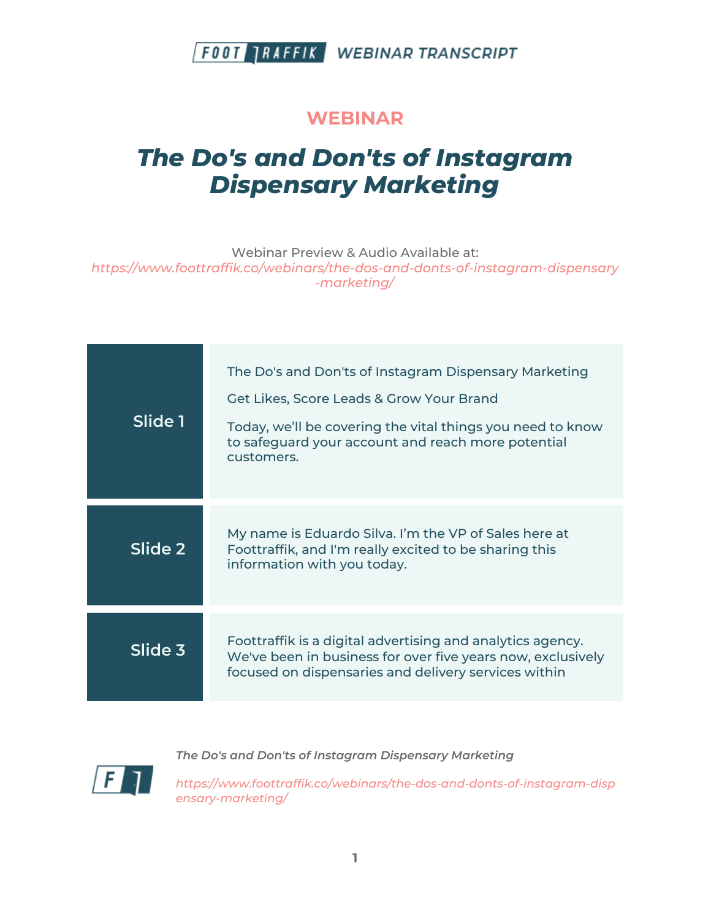**WEBINAR**

# *The Do's and Don'ts of Instagram Dispensary Marketing*

Webinar Preview & Audio Available at:
*https://www.foottraffik.co/webinars/the-dos-and-donts-of-instagram-dispensary-marketing/*

| | |
|---|---|
| **Slide 1** | The Do's and Don'ts of Instagram Dispensary Marketing<br><br>Get Likes, Score Leads & Grow Your Brand<br><br>Today, we'll be covering the vital things you need to know to safeguard your account and reach more potential customers. |
| **Slide 2** | My name is Eduardo Silva. I'm the VP of Sales here at Foottraffik, and I'm really excited to be sharing this information with you today. |
| **Slide 3** | Foottraffik is a digital advertising and analytics agency. We've been in business for over five years now, exclusively focused on dispensaries and delivery services within |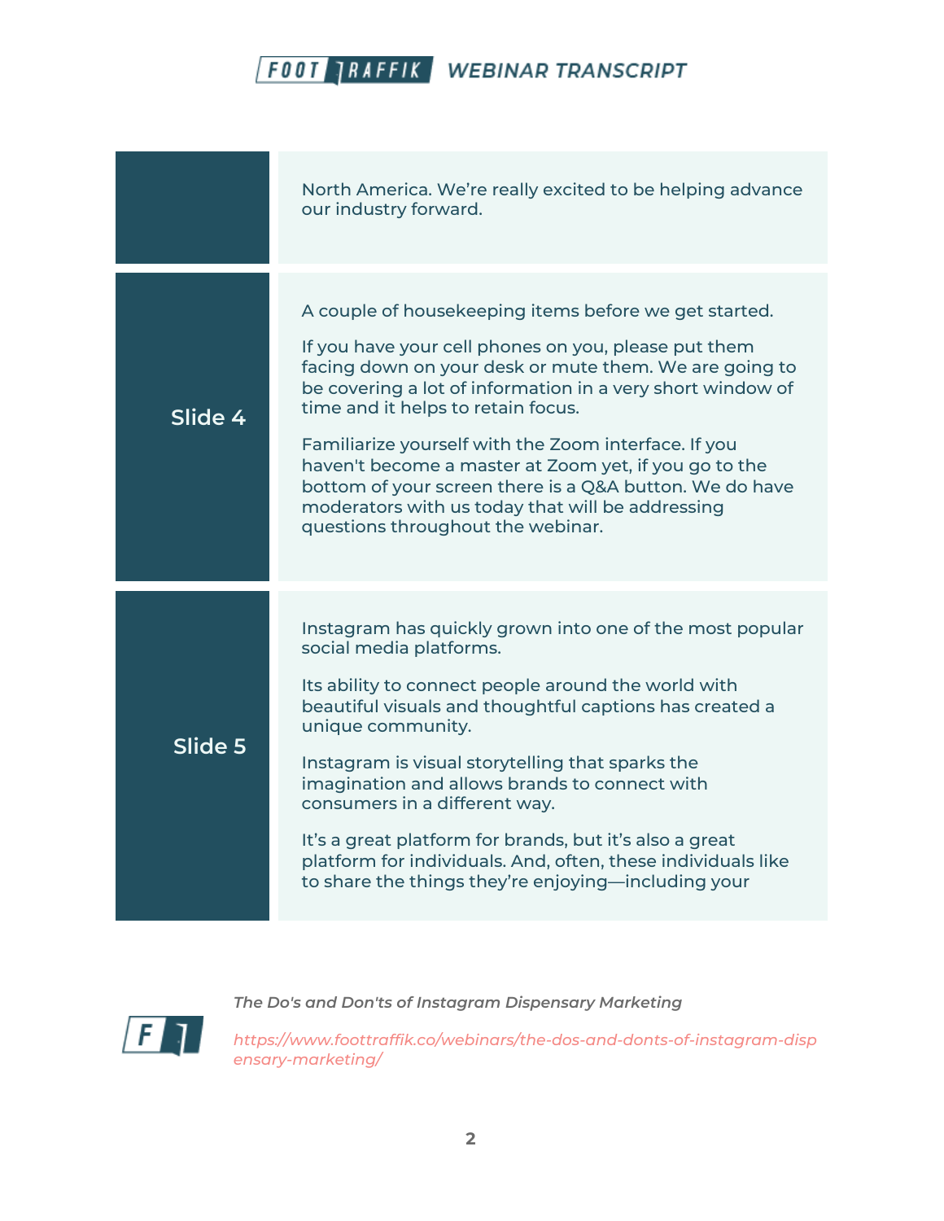| | |
|---|---|
| | North America. We're really excited to be helping advance our industry forward. |
| Slide 4 | A couple of housekeeping items before we get started.<br><br>If you have your cell phones on you, please put them facing down on your desk or mute them. We are going to be covering a lot of information in a very short window of time and it helps to retain focus.<br><br>Familiarize yourself with the Zoom interface. If you haven't become a master at Zoom yet, if you go to the bottom of your screen there is a Q&A button. We do have moderators with us today that will be addressing questions throughout the webinar. |
| Slide 5 | Instagram has quickly grown into one of the most popular social media platforms.<br><br>Its ability to connect people around the world with beautiful visuals and thoughtful captions has created a unique community.<br><br>Instagram is visual storytelling that sparks the imagination and allows brands to connect with consumers in a different way.<br><br>It's a great platform for brands, but it's also a great platform for individuals. And, often, these individuals like to share the things they're enjoying—including your |

*The Do's and Don'ts of Instagram Dispensary Marketing*

*https://www.foottraffik.co/webinars/the-dos-and-donts-of-instagram-dispensary-marketing/*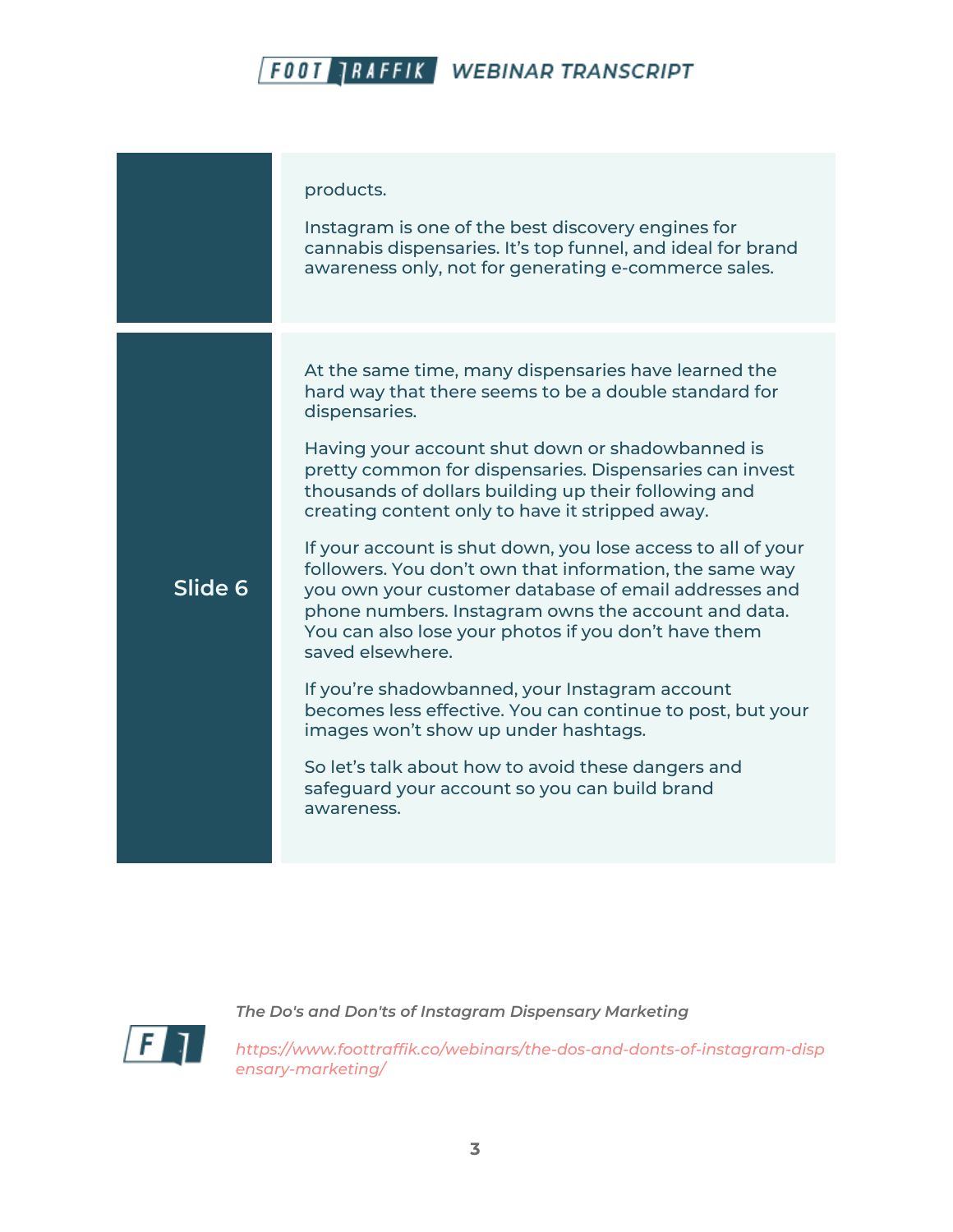| | |
|---|---|
| | products.<br><br>Instagram is one of the best discovery engines for cannabis dispensaries. It's top funnel, and ideal for brand awareness only, not for generating e-commerce sales. |
| Slide 6 | At the same time, many dispensaries have learned the hard way that there seems to be a double standard for dispensaries.<br><br>Having your account shut down or shadowbanned is pretty common for dispensaries. Dispensaries can invest thousands of dollars building up their following and creating content only to have it stripped away.<br><br>If your account is shut down, you lose access to all of your followers. You don't own that information, the same way you own your customer database of email addresses and phone numbers. Instagram owns the account and data. You can also lose your photos if you don't have them saved elsewhere.<br><br>If you're shadowbanned, your Instagram account becomes less effective. You can continue to post, but your images won't show up under hashtags.<br><br>So let's talk about how to avoid these dangers and safeguard your account so you can build brand awareness. |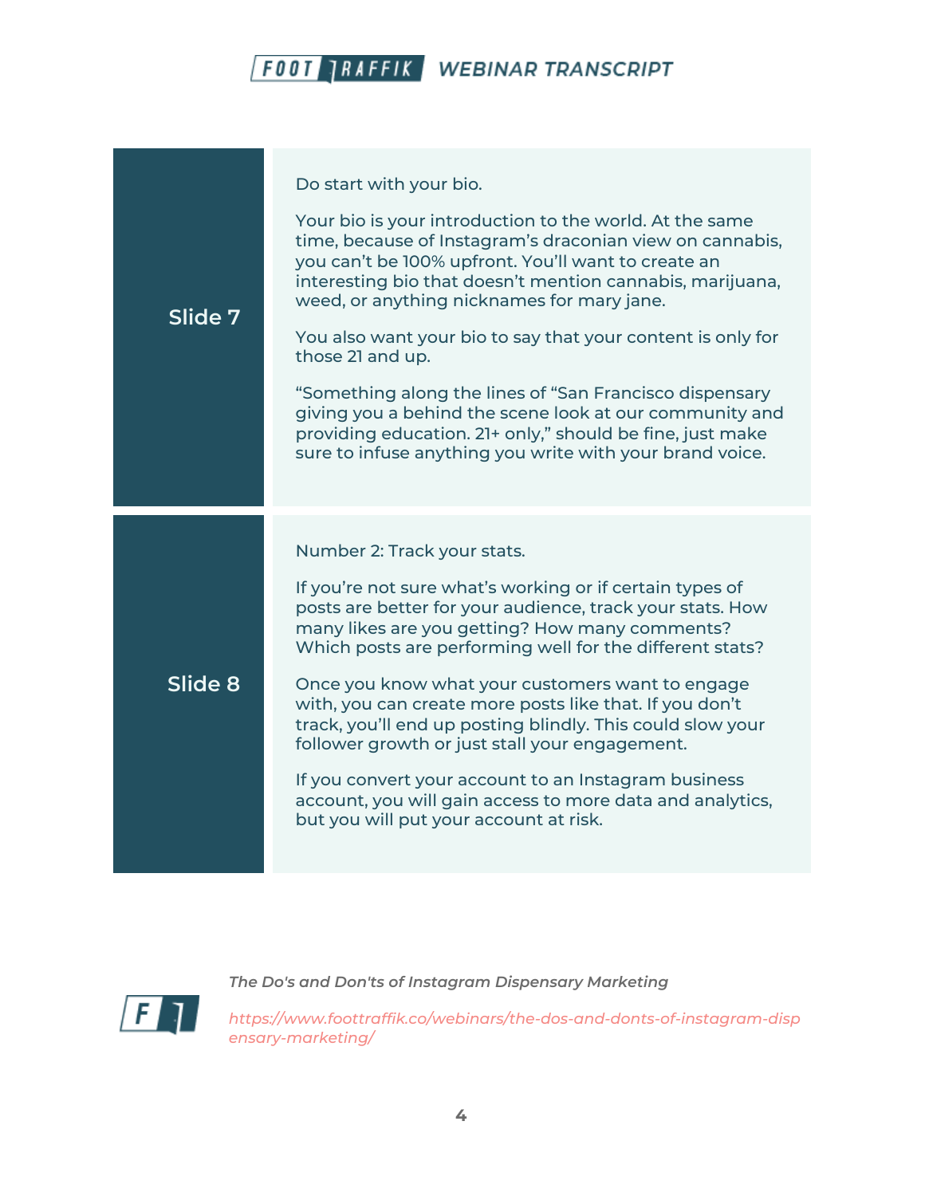## Slide 7

Do start with your bio.

Your bio is your introduction to the world. At the same time, because of Instagram's draconian view on cannabis, you can't be 100% upfront. You'll want to create an interesting bio that doesn't mention cannabis, marijuana, weed, or anything nicknames for mary jane.

You also want your bio to say that your content is only for those 21 and up.

"Something along the lines of "San Francisco dispensary giving you a behind the scene look at our community and providing education. 21+ only," should be fine, just make sure to infuse anything you write with your brand voice.

## Slide 8

Number 2: Track your stats.

If you're not sure what's working or if certain types of posts are better for your audience, track your stats. How many likes are you getting? How many comments? Which posts are performing well for the different stats?

Once you know what your customers want to engage with, you can create more posts like that. If you don't track, you'll end up posting blindly. This could slow your follower growth or just stall your engagement.

If you convert your account to an Instagram business account, you will gain access to more data and analytics, but you will put your account at risk.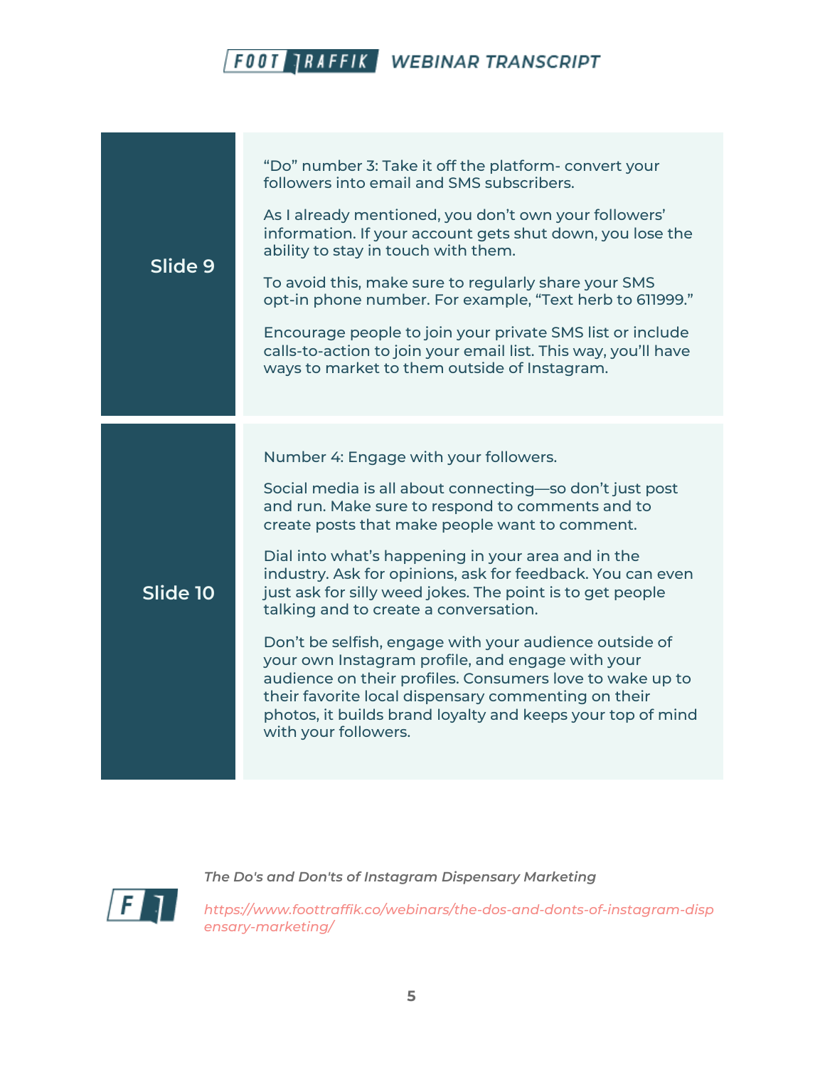| | |
|---|---|
| **Slide 9** | "Do" number 3: Take it off the platform- convert your followers into email and SMS subscribers.<br><br>As I already mentioned, you don't own your followers' information. If your account gets shut down, you lose the ability to stay in touch with them.<br><br>To avoid this, make sure to regularly share your SMS opt-in phone number. For example, "Text herb to 611999."<br><br>Encourage people to join your private SMS list or include calls-to-action to join your email list. This way, you'll have ways to market to them outside of Instagram. |
| **Slide 10** | Number 4: Engage with your followers.<br><br>Social media is all about connecting—so don't just post and run. Make sure to respond to comments and to create posts that make people want to comment.<br><br>Dial into what's happening in your area and in the industry. Ask for opinions, ask for feedback. You can even just ask for silly weed jokes. The point is to get people talking and to create a conversation.<br><br>Don't be selfish, engage with your audience outside of your own Instagram profile, and engage with your audience on their profiles. Consumers love to wake up to their favorite local dispensary commenting on their photos, it builds brand loyalty and keeps your top of mind with your followers. |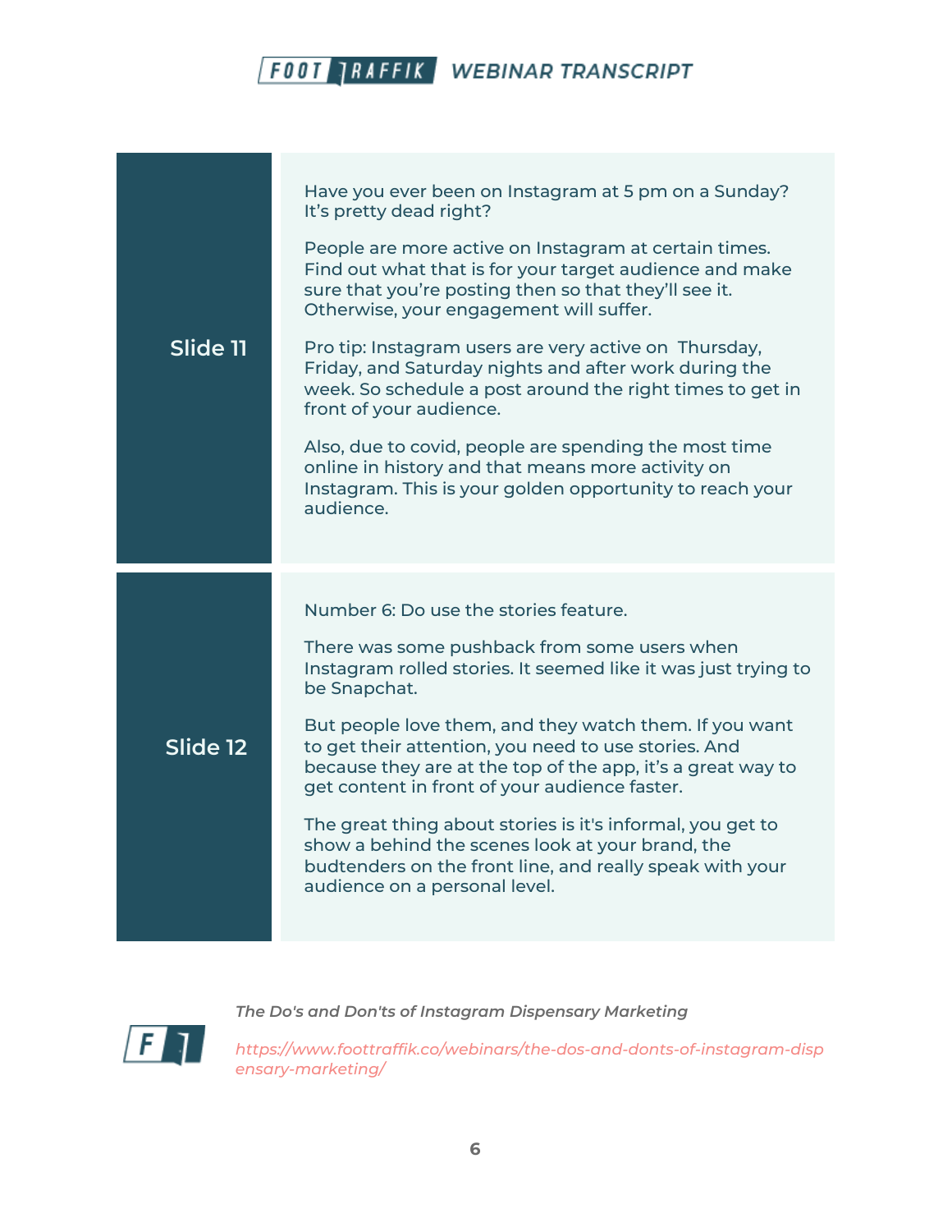| | |
|---|---|
| **Slide 11** | Have you ever been on Instagram at 5 pm on a Sunday? It's pretty dead right?<br><br>People are more active on Instagram at certain times. Find out what that is for your target audience and make sure that you're posting then so that they'll see it. Otherwise, your engagement will suffer.<br><br>Pro tip: Instagram users are very active on Thursday, Friday, and Saturday nights and after work during the week. So schedule a post around the right times to get in front of your audience.<br><br>Also, due to covid, people are spending the most time online in history and that means more activity on Instagram. This is your golden opportunity to reach your audience. |
| **Slide 12** | Number 6: Do use the stories feature.<br><br>There was some pushback from some users when Instagram rolled stories. It seemed like it was just trying to be Snapchat.<br><br>But people love them, and they watch them. If you want to get their attention, you need to use stories. And because they are at the top of the app, it's a great way to get content in front of your audience faster.<br><br>The great thing about stories is it's informal, you get to show a behind the scenes look at your brand, the budtenders on the front line, and really speak with your audience on a personal level. |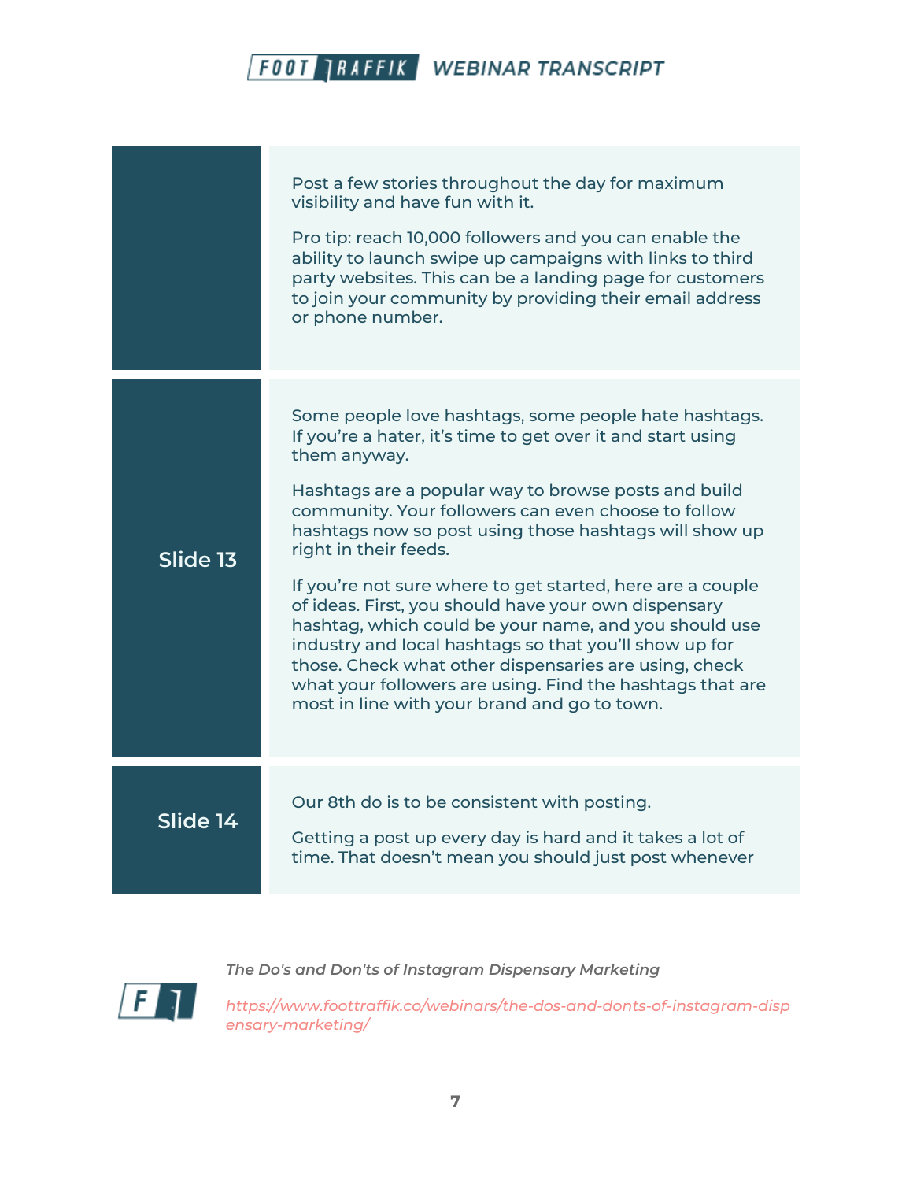| | |
|---|---|
| | Post a few stories throughout the day for maximum visibility and have fun with it.<br><br>Pro tip: reach 10,000 followers and you can enable the ability to launch swipe up campaigns with links to third party websites. This can be a landing page for customers to join your community by providing their email address or phone number. |
| **Slide 13** | Some people love hashtags, some people hate hashtags. If you're a hater, it's time to get over it and start using them anyway.<br><br>Hashtags are a popular way to browse posts and build community. Your followers can even choose to follow hashtags now so post using those hashtags will show up right in their feeds.<br><br>If you're not sure where to get started, here are a couple of ideas. First, you should have your own dispensary hashtag, which could be your name, and you should use industry and local hashtags so that you'll show up for those. Check what other dispensaries are using, check what your followers are using. Find the hashtags that are most in line with your brand and go to town. |
| **Slide 14** | Our 8th do is to be consistent with posting.<br><br>Getting a post up every day is hard and it takes a lot of time. That doesn't mean you should just post whenever |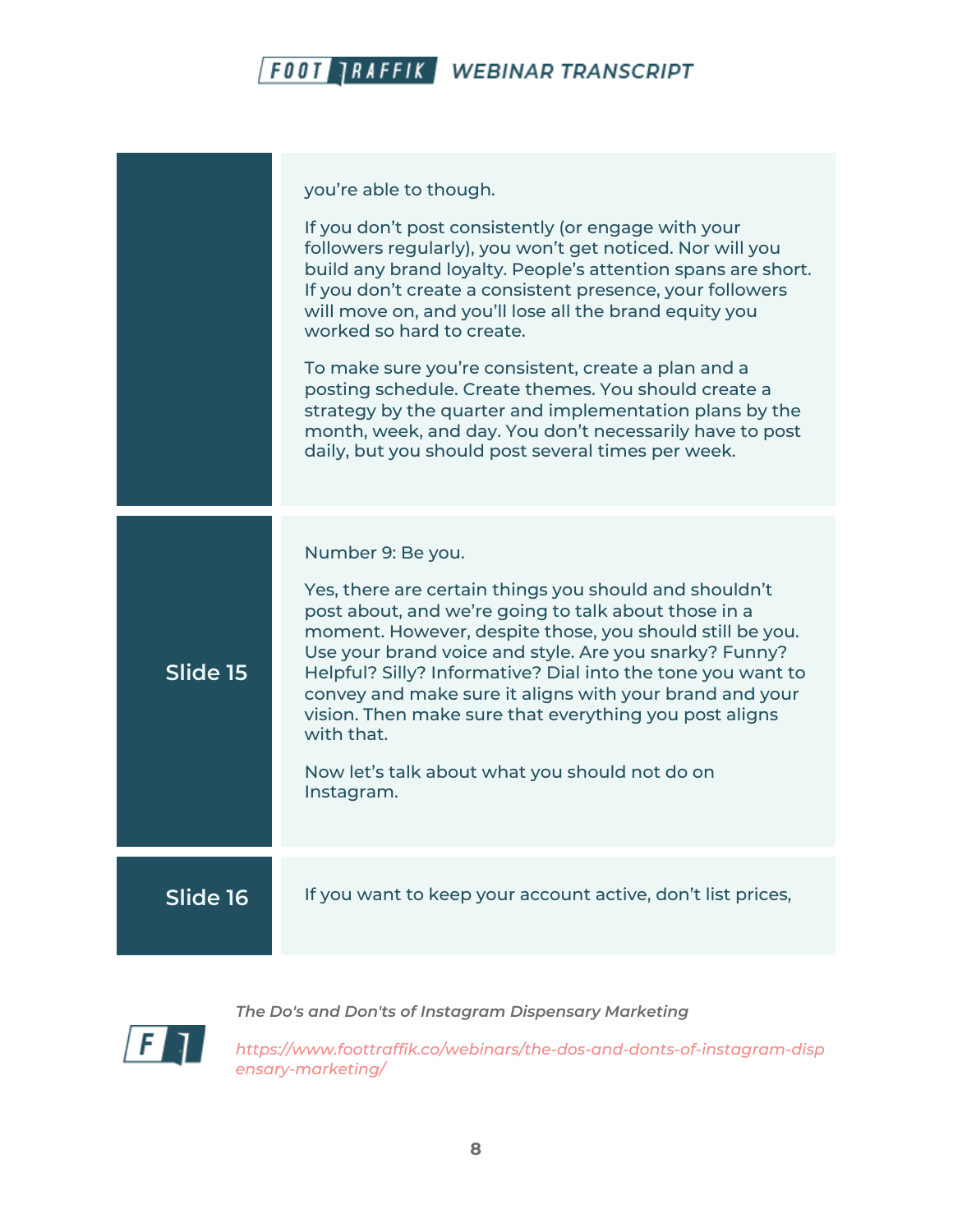| | |
|---|---|
| | you're able to though.<br><br>If you don't post consistently (or engage with your followers regularly), you won't get noticed. Nor will you build any brand loyalty. People's attention spans are short. If you don't create a consistent presence, your followers will move on, and you'll lose all the brand equity you worked so hard to create.<br><br>To make sure you're consistent, create a plan and a posting schedule. Create themes. You should create a strategy by the quarter and implementation plans by the month, week, and day. You don't necessarily have to post daily, but you should post several times per week. |
| **Slide 15** | Number 9: Be you.<br><br>Yes, there are certain things you should and shouldn't post about, and we're going to talk about those in a moment. However, despite those, you should still be you. Use your brand voice and style. Are you snarky? Funny? Helpful? Silly? Informative? Dial into the tone you want to convey and make sure it aligns with your brand and your vision. Then make sure that everything you post aligns with that.<br><br>Now let's talk about what you should not do on Instagram. |
| **Slide 16** | If you want to keep your account active, don't list prices, |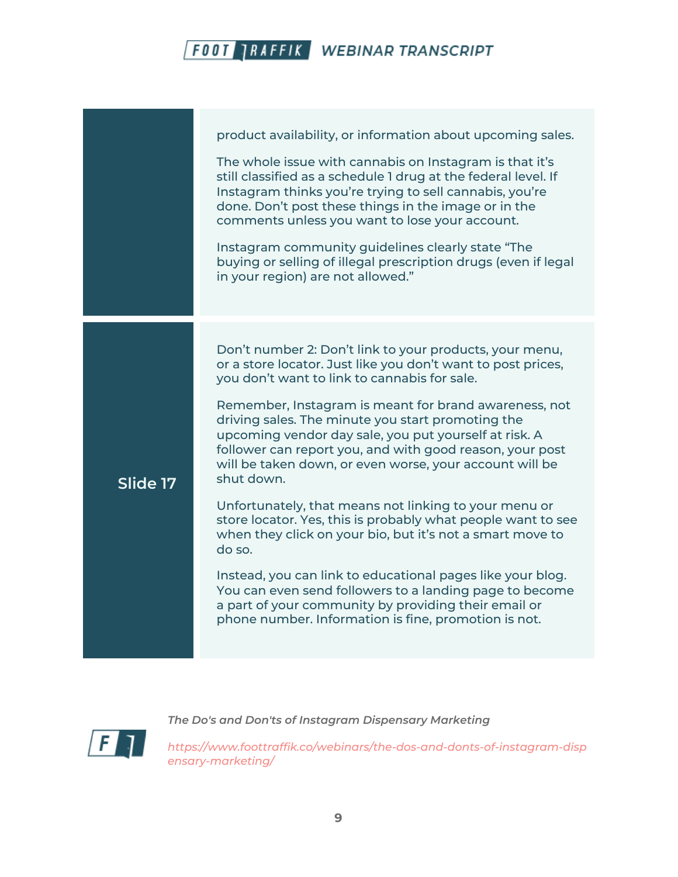product availability, or information about upcoming sales.

The whole issue with cannabis on Instagram is that it's still classified as a schedule 1 drug at the federal level. If Instagram thinks you're trying to sell cannabis, you're done. Don't post these things in the image or in the comments unless you want to lose your account.

Instagram community guidelines clearly state "The buying or selling of illegal prescription drugs (even if legal in your region) are not allowed."

**Slide 17**

Don't number 2: Don't link to your products, your menu, or a store locator. Just like you don't want to post prices, you don't want to link to cannabis for sale.

Remember, Instagram is meant for brand awareness, not driving sales. The minute you start promoting the upcoming vendor day sale, you put yourself at risk. A follower can report you, and with good reason, your post will be taken down, or even worse, your account will be shut down.

Unfortunately, that means not linking to your menu or store locator. Yes, this is probably what people want to see when they click on your bio, but it's not a smart move to do so.

Instead, you can link to educational pages like your blog. You can even send followers to a landing page to become a part of your community by providing their email or phone number. Information is fine, promotion is not.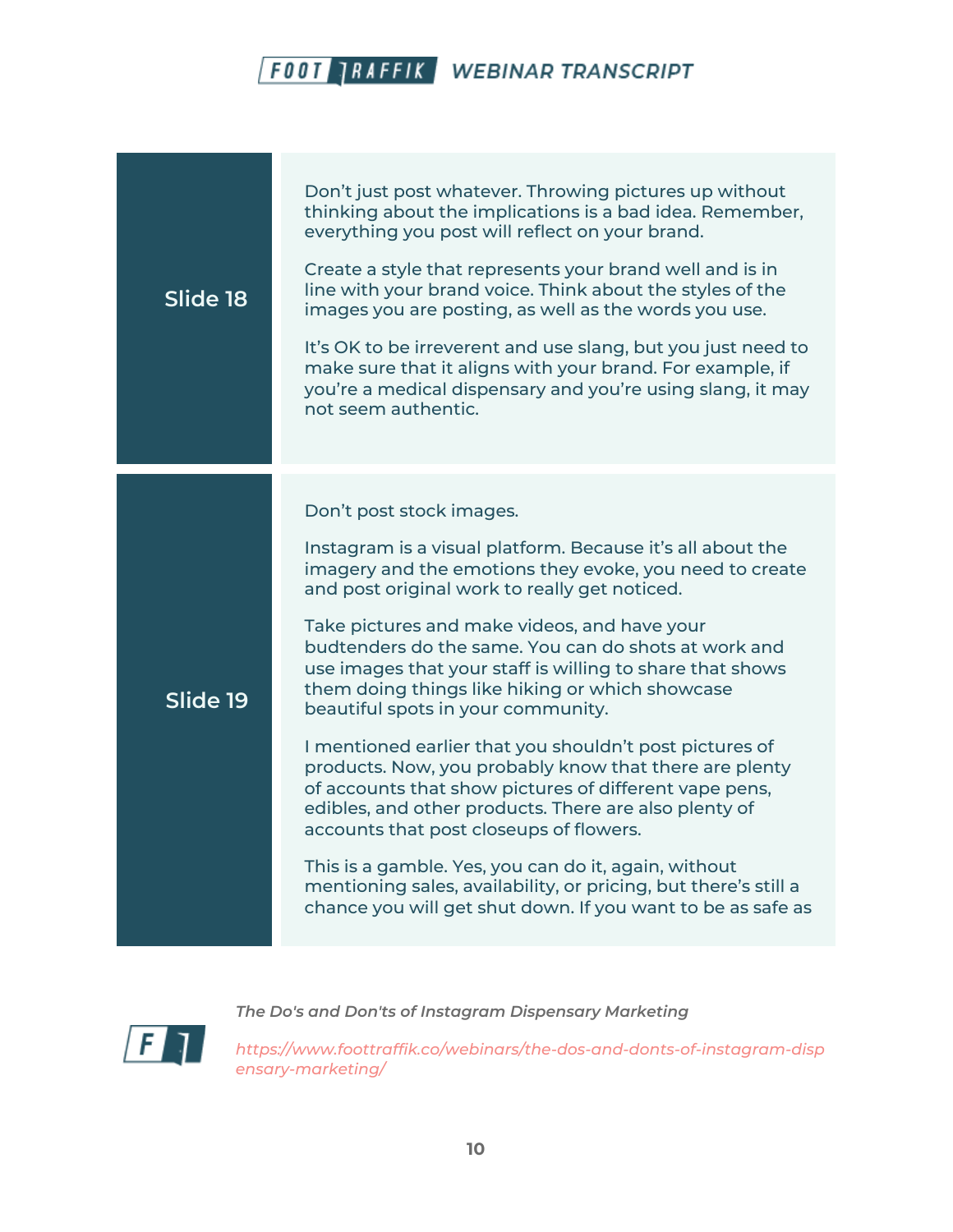| | |
|---|---|
| **Slide 18** | Don't just post whatever. Throwing pictures up without thinking about the implications is a bad idea. Remember, everything you post will reflect on your brand.<br><br>Create a style that represents your brand well and is in line with your brand voice. Think about the styles of the images you are posting, as well as the words you use.<br><br>It's OK to be irreverent and use slang, but you just need to make sure that it aligns with your brand. For example, if you're a medical dispensary and you're using slang, it may not seem authentic. |
| **Slide 19** | Don't post stock images.<br><br>Instagram is a visual platform. Because it's all about the imagery and the emotions they evoke, you need to create and post original work to really get noticed.<br><br>Take pictures and make videos, and have your budtenders do the same. You can do shots at work and use images that your staff is willing to share that shows them doing things like hiking or which showcase beautiful spots in your community.<br><br>I mentioned earlier that you shouldn't post pictures of products. Now, you probably know that there are plenty of accounts that show pictures of different vape pens, edibles, and other products. There are also plenty of accounts that post closeups of flowers.<br><br>This is a gamble. Yes, you can do it, again, without mentioning sales, availability, or pricing, but there's still a chance you will get shut down. If you want to be as safe as |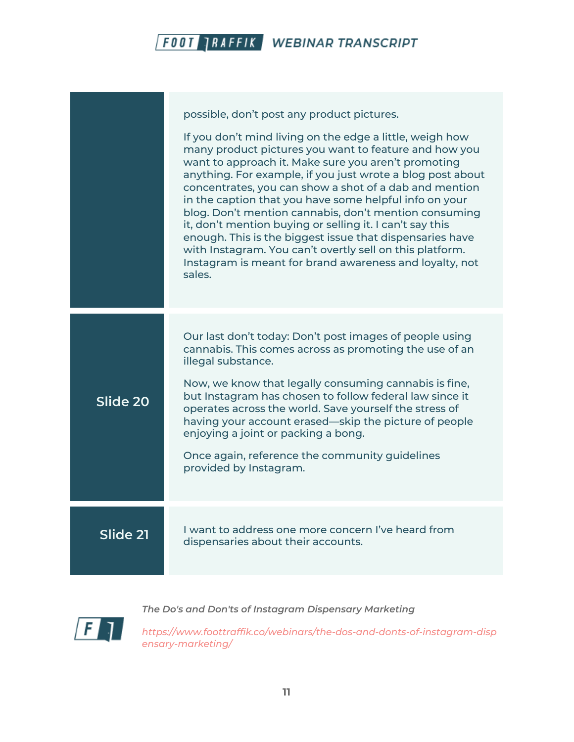| | |
|---|---|
| | possible, don't post any product pictures.<br><br>If you don't mind living on the edge a little, weigh how many product pictures you want to feature and how you want to approach it. Make sure you aren't promoting anything. For example, if you just wrote a blog post about concentrates, you can show a shot of a dab and mention in the caption that you have some helpful info on your blog. Don't mention cannabis, don't mention consuming it, don't mention buying or selling it. I can't say this enough. This is the biggest issue that dispensaries have with Instagram. You can't overtly sell on this platform. Instagram is meant for brand awareness and loyalty, not sales. |
| **Slide 20** | Our last don't today: Don't post images of people using cannabis. This comes across as promoting the use of an illegal substance.<br><br>Now, we know that legally consuming cannabis is fine, but Instagram has chosen to follow federal law since it operates across the world. Save yourself the stress of having your account erased—skip the picture of people enjoying a joint or packing a bong.<br><br>Once again, reference the community guidelines provided by Instagram. |
| **Slide 21** | I want to address one more concern I've heard from dispensaries about their accounts. |

*The Do's and Don'ts of Instagram Dispensary Marketing*

*https://www.foottraffik.co/webinars/the-dos-and-donts-of-instagram-dispensary-marketing/*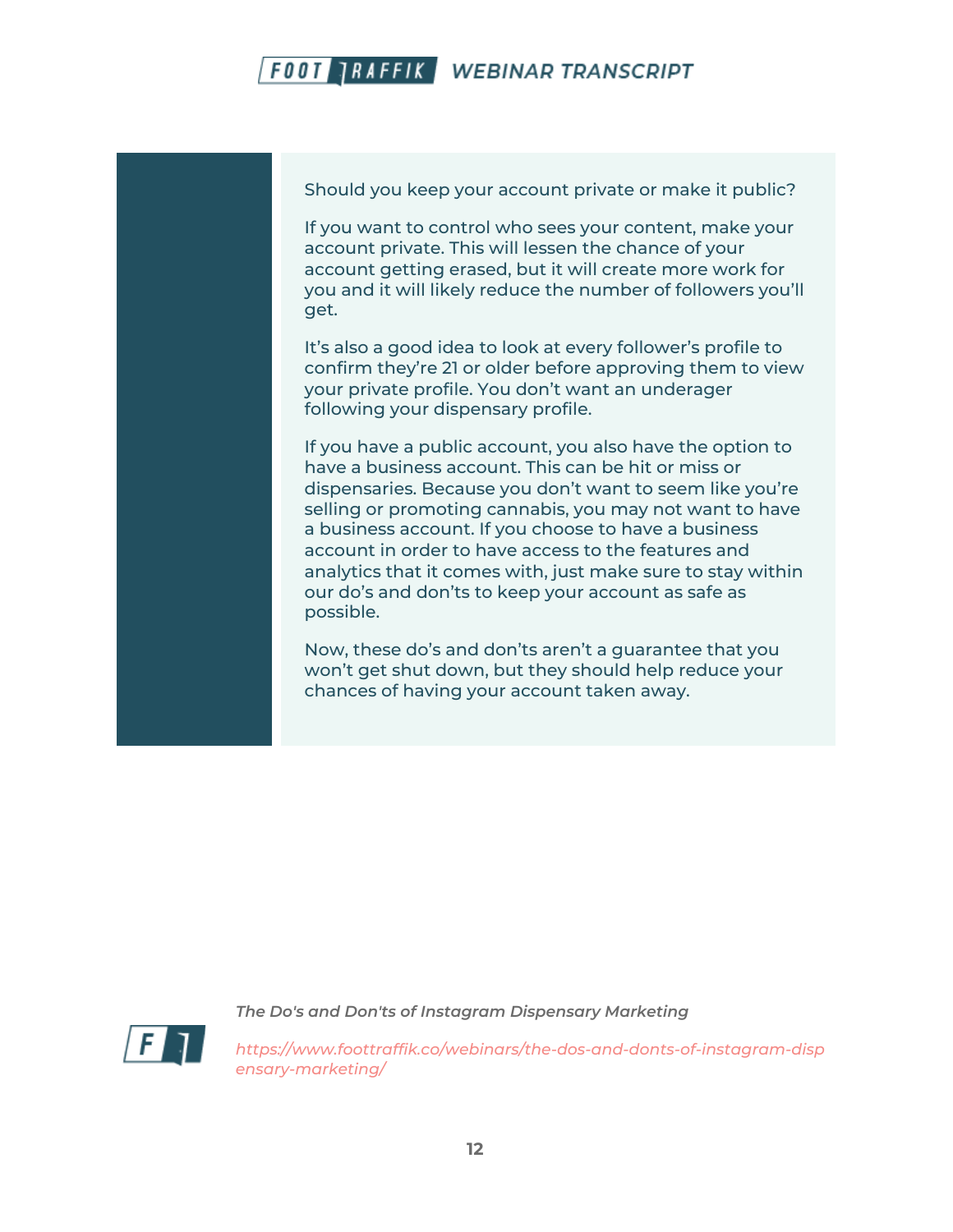Should you keep your account private or make it public?

If you want to control who sees your content, make your account private. This will lessen the chance of your account getting erased, but it will create more work for you and it will likely reduce the number of followers you'll get.

It's also a good idea to look at every follower's profile to confirm they're 21 or older before approving them to view your private profile. You don't want an underager following your dispensary profile.

If you have a public account, you also have the option to have a business account. This can be hit or miss or dispensaries. Because you don't want to seem like you're selling or promoting cannabis, you may not want to have a business account. If you choose to have a business account in order to have access to the features and analytics that it comes with, just make sure to stay within our do's and don'ts to keep your account as safe as possible.

Now, these do's and don'ts aren't a guarantee that you won't get shut down, but they should help reduce your chances of having your account taken away.